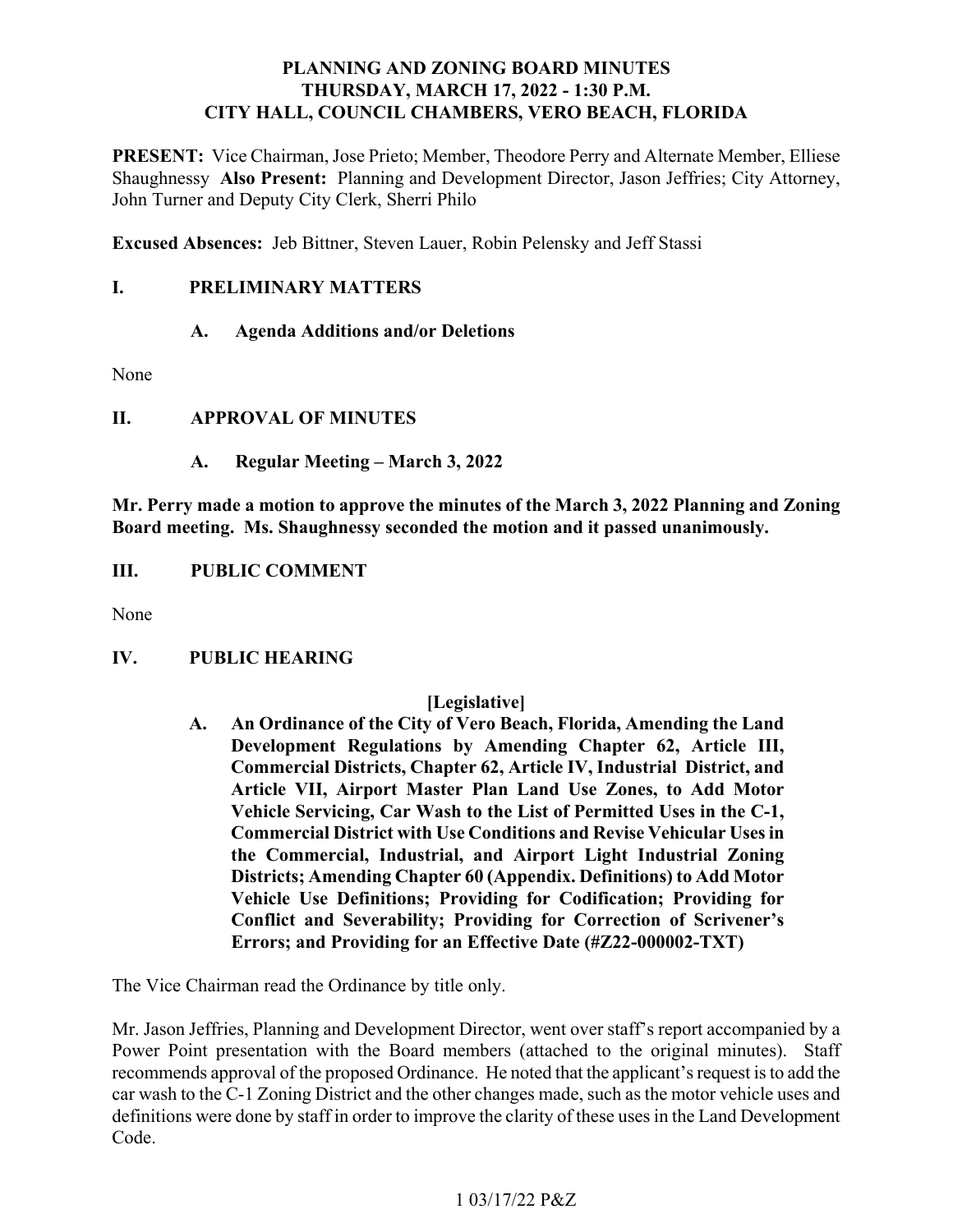# PLANNING AND ZONING BOARD MINUTES
## THURSDAY, MARCH 17, 2022 - 1:30 P.M.
## CITY HALL, COUNCIL CHAMBERS, VERO BEACH, FLORIDA

**PRESENT:** Vice Chairman, Jose Prieto; Member, Theodore Perry and Alternate Member, Elliese Shaughnessy **Also Present:** Planning and Development Director, Jason Jeffries; City Attorney, John Turner and Deputy City Clerk, Sherri Philo

**Excused Absences:** Jeb Bittner, Steven Lauer, Robin Pelensky and Jeff Stassi

## I. PRELIMINARY MATTERS

### A. Agenda Additions and/or Deletions

None

## II. APPROVAL OF MINUTES

### A. Regular Meeting – March 3, 2022

**Mr. Perry made a motion to approve the minutes of the March 3, 2022 Planning and Zoning Board meeting. Ms. Shaughnessy seconded the motion and it passed unanimously.**

## III. PUBLIC COMMENT

None

## IV. PUBLIC HEARING

**[Legislative]**

**A. An Ordinance of the City of Vero Beach, Florida, Amending the Land Development Regulations by Amending Chapter 62, Article III, Commercial Districts, Chapter 62, Article IV, Industrial District, and Article VII, Airport Master Plan Land Use Zones, to Add Motor Vehicle Servicing, Car Wash to the List of Permitted Uses in the C-1, Commercial District with Use Conditions and Revise Vehicular Uses in the Commercial, Industrial, and Airport Light Industrial Zoning Districts; Amending Chapter 60 (Appendix. Definitions) to Add Motor Vehicle Use Definitions; Providing for Codification; Providing for Conflict and Severability; Providing for Correction of Scrivener's Errors; and Providing for an Effective Date (#Z22-000002-TXT)**

The Vice Chairman read the Ordinance by title only.

Mr. Jason Jeffries, Planning and Development Director, went over staff's report accompanied by a Power Point presentation with the Board members (attached to the original minutes). Staff recommends approval of the proposed Ordinance. He noted that the applicant's request is to add the car wash to the C-1 Zoning District and the other changes made, such as the motor vehicle uses and definitions were done by staff in order to improve the clarity of these uses in the Land Development Code.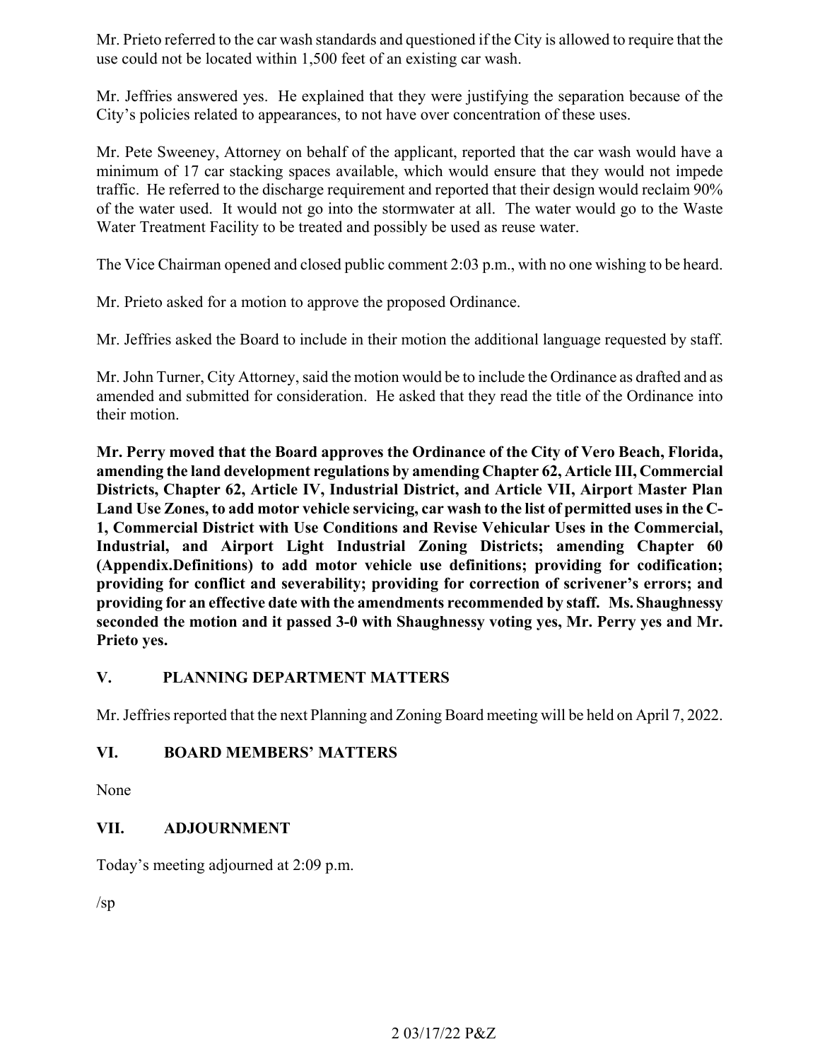Mr. Prieto referred to the car wash standards and questioned if the City is allowed to require that the use could not be located within 1,500 feet of an existing car wash.

Mr. Jeffries answered yes. He explained that they were justifying the separation because of the City's policies related to appearances, to not have over concentration of these uses.

Mr. Pete Sweeney, Attorney on behalf of the applicant, reported that the car wash would have a minimum of 17 car stacking spaces available, which would ensure that they would not impede traffic. He referred to the discharge requirement and reported that their design would reclaim 90% of the water used. It would not go into the stormwater at all. The water would go to the Waste Water Treatment Facility to be treated and possibly be used as reuse water.

The Vice Chairman opened and closed public comment 2:03 p.m., with no one wishing to be heard.

Mr. Prieto asked for a motion to approve the proposed Ordinance.

Mr. Jeffries asked the Board to include in their motion the additional language requested by staff.

Mr. John Turner, City Attorney, said the motion would be to include the Ordinance as drafted and as amended and submitted for consideration. He asked that they read the title of the Ordinance into their motion.

**Mr. Perry moved that the Board approves the Ordinance of the City of Vero Beach, Florida, amending the land development regulations by amending Chapter 62, Article III, Commercial Districts, Chapter 62, Article IV, Industrial District, and Article VII, Airport Master Plan Land Use Zones, to add motor vehicle servicing, car wash to the list of permitted uses in the C-1, Commercial District with Use Conditions and Revise Vehicular Uses in the Commercial, Industrial, and Airport Light Industrial Zoning Districts; amending Chapter 60 (Appendix.Definitions) to add motor vehicle use definitions; providing for codification; providing for conflict and severability; providing for correction of scrivener's errors; and providing for an effective date with the amendments recommended by staff. Ms. Shaughnessy seconded the motion and it passed 3-0 with Shaughnessy voting yes, Mr. Perry yes and Mr. Prieto yes.**

## V. PLANNING DEPARTMENT MATTERS

Mr. Jeffries reported that the next Planning and Zoning Board meeting will be held on April 7, 2022.

## VI. BOARD MEMBERS' MATTERS

None

## VII. ADJOURNMENT

Today's meeting adjourned at 2:09 p.m.

/sp